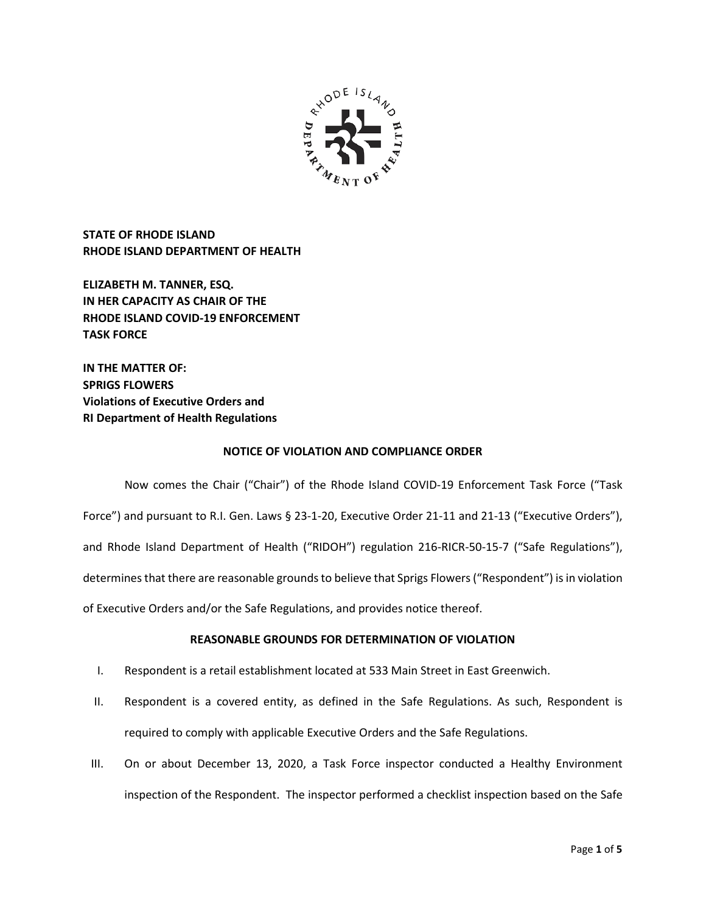**STATE OF RHODE ISLAND**
**RHODE ISLAND DEPARTMENT OF HEALTH**

**ELIZABETH M. TANNER, ESQ.**
**IN HER CAPACITY AS CHAIR OF THE**
**RHODE ISLAND COVID-19 ENFORCEMENT**
**TASK FORCE**

**IN THE MATTER OF:**
**SPRIGS FLOWERS**
**Violations of Executive Orders and**
**RI Department of Health Regulations**

## NOTICE OF VIOLATION AND COMPLIANCE ORDER

Now comes the Chair ("Chair") of the Rhode Island COVID-19 Enforcement Task Force ("Task Force") and pursuant to R.I. Gen. Laws § 23-1-20, Executive Order 21-11 and 21-13 ("Executive Orders"), and Rhode Island Department of Health ("RIDOH") regulation 216-RICR-50-15-7 ("Safe Regulations"), determines that there are reasonable grounds to believe that Sprigs Flowers ("Respondent") is in violation of Executive Orders and/or the Safe Regulations, and provides notice thereof.

## REASONABLE GROUNDS FOR DETERMINATION OF VIOLATION

I. Respondent is a retail establishment located at 533 Main Street in East Greenwich.

II. Respondent is a covered entity, as defined in the Safe Regulations. As such, Respondent is required to comply with applicable Executive Orders and the Safe Regulations.

III. On or about December 13, 2020, a Task Force inspector conducted a Healthy Environment inspection of the Respondent. The inspector performed a checklist inspection based on the Safe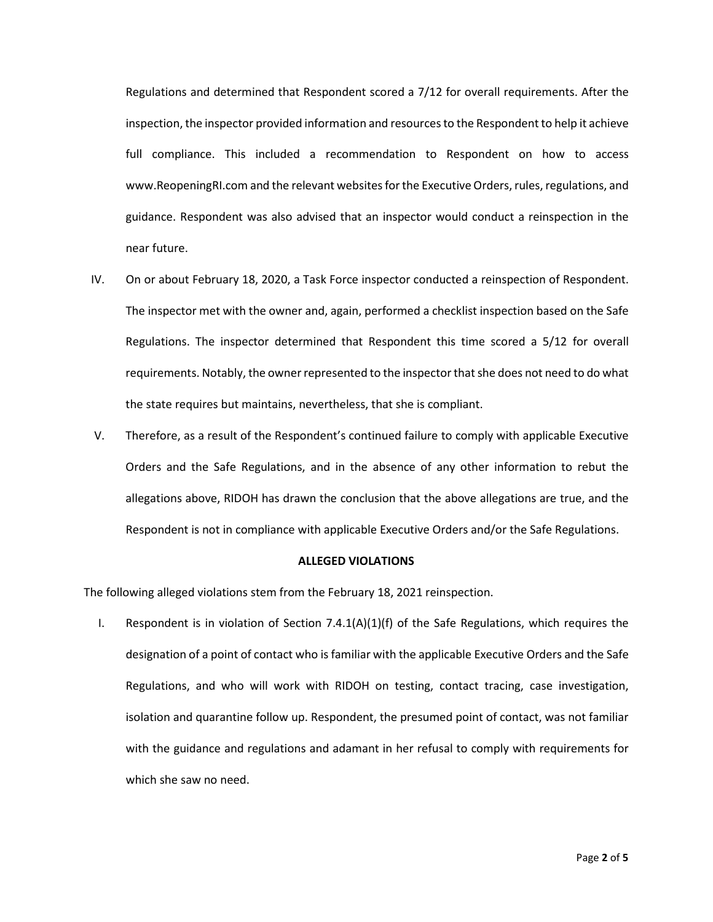Regulations and determined that Respondent scored a 7/12 for overall requirements. After the inspection, the inspector provided information and resources to the Respondent to help it achieve full compliance. This included a recommendation to Respondent on how to access www.ReopeningRI.com and the relevant websites for the Executive Orders, rules, regulations, and guidance. Respondent was also advised that an inspector would conduct a reinspection in the near future.

IV. On or about February 18, 2020, a Task Force inspector conducted a reinspection of Respondent. The inspector met with the owner and, again, performed a checklist inspection based on the Safe Regulations. The inspector determined that Respondent this time scored a 5/12 for overall requirements. Notably, the owner represented to the inspector that she does not need to do what the state requires but maintains, nevertheless, that she is compliant.

V. Therefore, as a result of the Respondent's continued failure to comply with applicable Executive Orders and the Safe Regulations, and in the absence of any other information to rebut the allegations above, RIDOH has drawn the conclusion that the above allegations are true, and the Respondent is not in compliance with applicable Executive Orders and/or the Safe Regulations.

**ALLEGED VIOLATIONS**

The following alleged violations stem from the February 18, 2021 reinspection.

I. Respondent is in violation of Section 7.4.1(A)(1)(f) of the Safe Regulations, which requires the designation of a point of contact who is familiar with the applicable Executive Orders and the Safe Regulations, and who will work with RIDOH on testing, contact tracing, case investigation, isolation and quarantine follow up. Respondent, the presumed point of contact, was not familiar with the guidance and regulations and adamant in her refusal to comply with requirements for which she saw no need.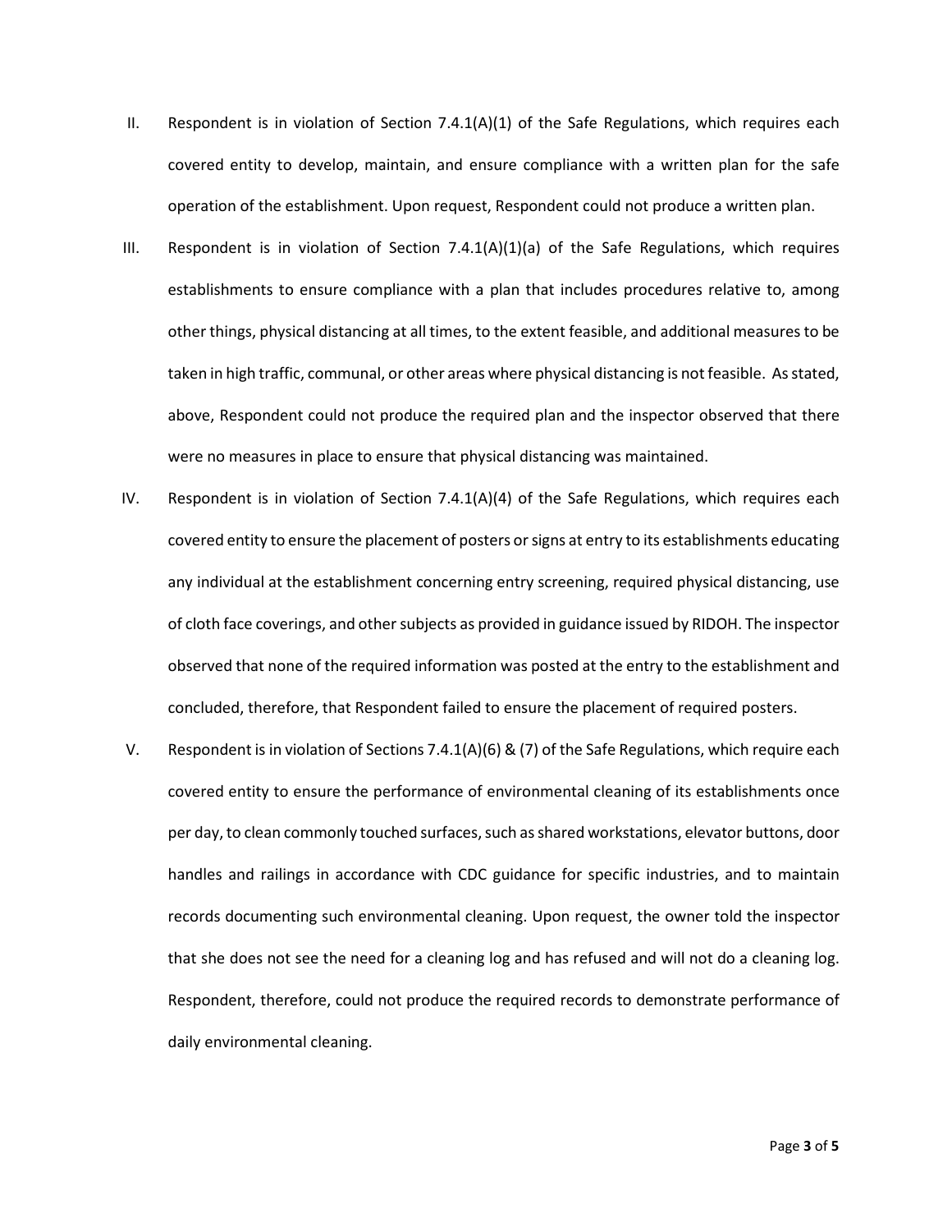II. Respondent is in violation of Section 7.4.1(A)(1) of the Safe Regulations, which requires each covered entity to develop, maintain, and ensure compliance with a written plan for the safe operation of the establishment. Upon request, Respondent could not produce a written plan.

III. Respondent is in violation of Section 7.4.1(A)(1)(a) of the Safe Regulations, which requires establishments to ensure compliance with a plan that includes procedures relative to, among other things, physical distancing at all times, to the extent feasible, and additional measures to be taken in high traffic, communal, or other areas where physical distancing is not feasible. As stated, above, Respondent could not produce the required plan and the inspector observed that there were no measures in place to ensure that physical distancing was maintained.

IV. Respondent is in violation of Section 7.4.1(A)(4) of the Safe Regulations, which requires each covered entity to ensure the placement of posters or signs at entry to its establishments educating any individual at the establishment concerning entry screening, required physical distancing, use of cloth face coverings, and other subjects as provided in guidance issued by RIDOH. The inspector observed that none of the required information was posted at the entry to the establishment and concluded, therefore, that Respondent failed to ensure the placement of required posters.

V. Respondent is in violation of Sections 7.4.1(A)(6) & (7) of the Safe Regulations, which require each covered entity to ensure the performance of environmental cleaning of its establishments once per day, to clean commonly touched surfaces, such as shared workstations, elevator buttons, door handles and railings in accordance with CDC guidance for specific industries, and to maintain records documenting such environmental cleaning. Upon request, the owner told the inspector that she does not see the need for a cleaning log and has refused and will not do a cleaning log. Respondent, therefore, could not produce the required records to demonstrate performance of daily environmental cleaning.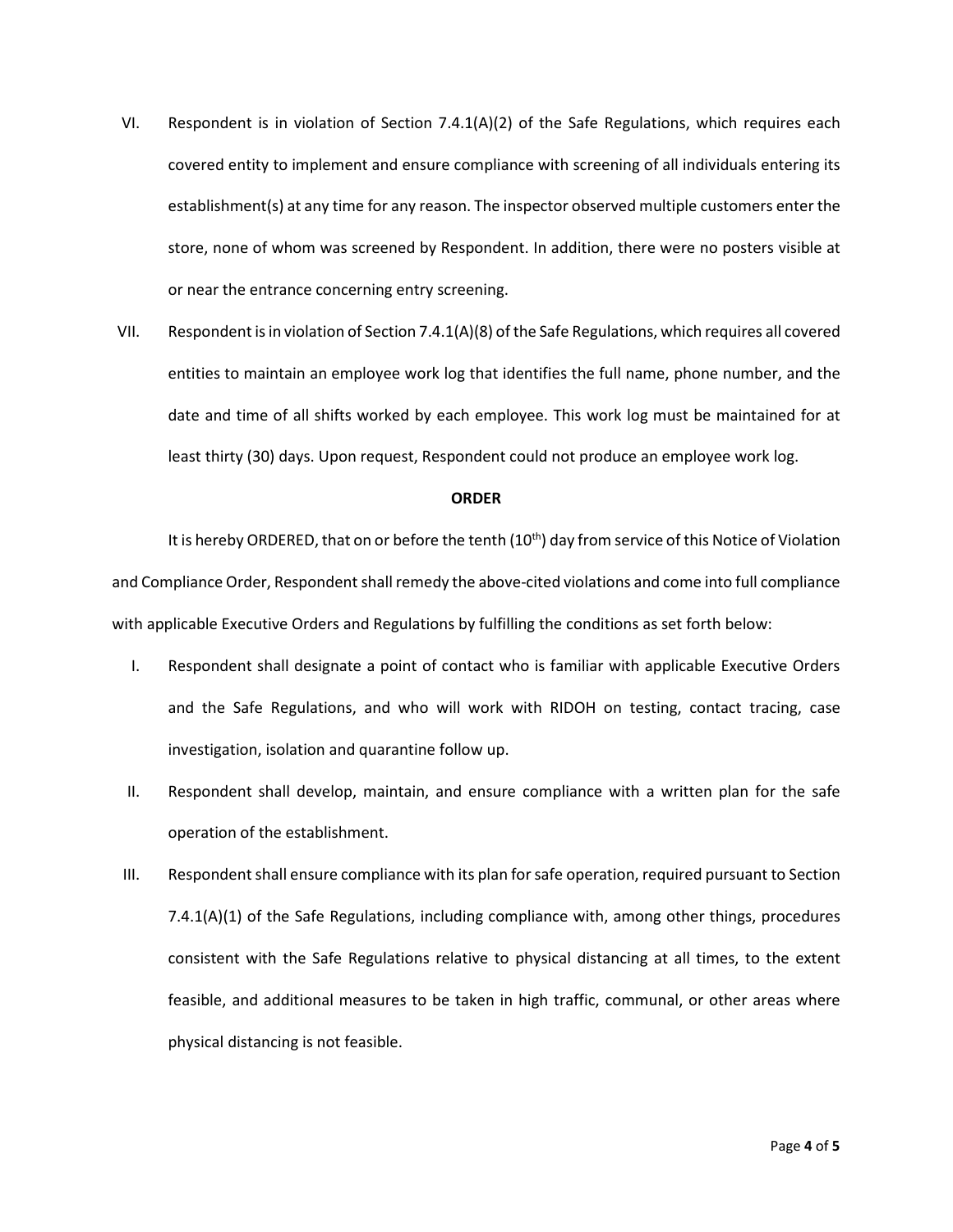VI. Respondent is in violation of Section 7.4.1(A)(2) of the Safe Regulations, which requires each covered entity to implement and ensure compliance with screening of all individuals entering its establishment(s) at any time for any reason. The inspector observed multiple customers enter the store, none of whom was screened by Respondent. In addition, there were no posters visible at or near the entrance concerning entry screening.

VII. Respondent is in violation of Section 7.4.1(A)(8) of the Safe Regulations, which requires all covered entities to maintain an employee work log that identifies the full name, phone number, and the date and time of all shifts worked by each employee. This work log must be maintained for at least thirty (30) days. Upon request, Respondent could not produce an employee work log.

**ORDER**

It is hereby ORDERED, that on or before the tenth (10th) day from service of this Notice of Violation and Compliance Order, Respondent shall remedy the above-cited violations and come into full compliance with applicable Executive Orders and Regulations by fulfilling the conditions as set forth below:

I. Respondent shall designate a point of contact who is familiar with applicable Executive Orders and the Safe Regulations, and who will work with RIDOH on testing, contact tracing, case investigation, isolation and quarantine follow up.

II. Respondent shall develop, maintain, and ensure compliance with a written plan for the safe operation of the establishment.

III. Respondent shall ensure compliance with its plan for safe operation, required pursuant to Section 7.4.1(A)(1) of the Safe Regulations, including compliance with, among other things, procedures consistent with the Safe Regulations relative to physical distancing at all times, to the extent feasible, and additional measures to be taken in high traffic, communal, or other areas where physical distancing is not feasible.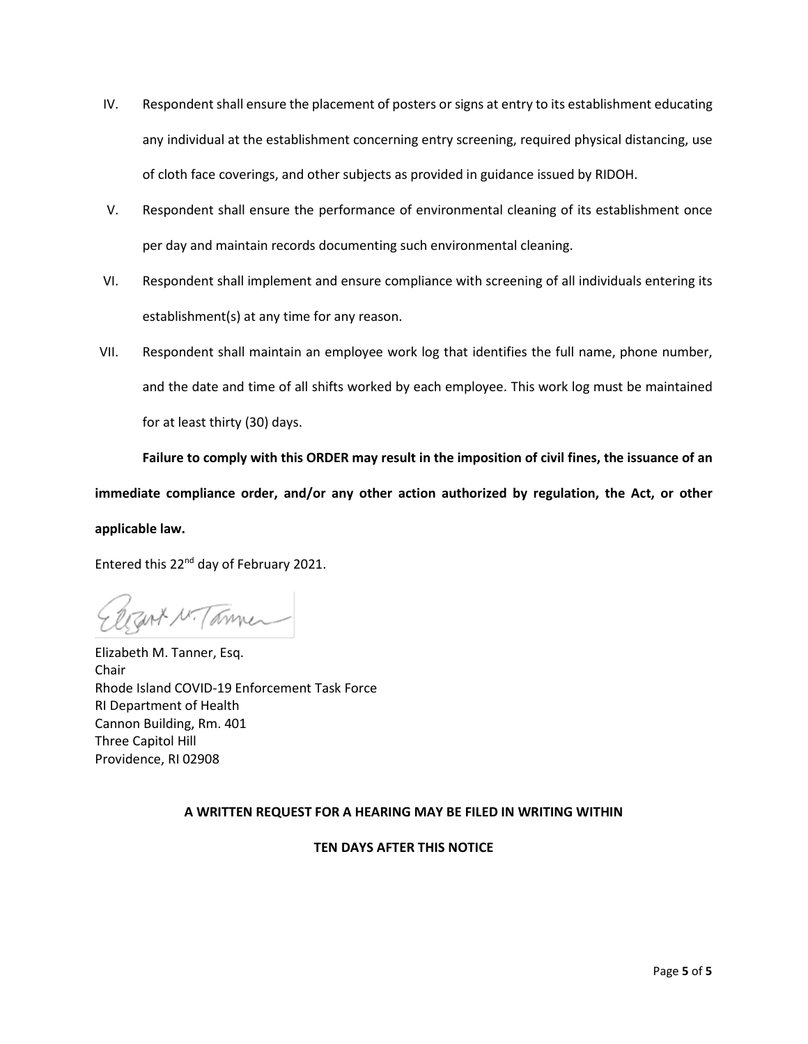IV. Respondent shall ensure the placement of posters or signs at entry to its establishment educating any individual at the establishment concerning entry screening, required physical distancing, use of cloth face coverings, and other subjects as provided in guidance issued by RIDOH.

V. Respondent shall ensure the performance of environmental cleaning of its establishment once per day and maintain records documenting such environmental cleaning.

VI. Respondent shall implement and ensure compliance with screening of all individuals entering its establishment(s) at any time for any reason.

VII. Respondent shall maintain an employee work log that identifies the full name, phone number, and the date and time of all shifts worked by each employee. This work log must be maintained for at least thirty (30) days.

**Failure to comply with this ORDER may result in the imposition of civil fines, the issuance of an immediate compliance order, and/or any other action authorized by regulation, the Act, or other applicable law.**

Entered this 22nd day of February 2021.

Elizabeth M. Tanner, Esq.
Chair
Rhode Island COVID-19 Enforcement Task Force
RI Department of Health
Cannon Building, Rm. 401
Three Capitol Hill
Providence, RI 02908

**A WRITTEN REQUEST FOR A HEARING MAY BE FILED IN WRITING WITHIN TEN DAYS AFTER THIS NOTICE**